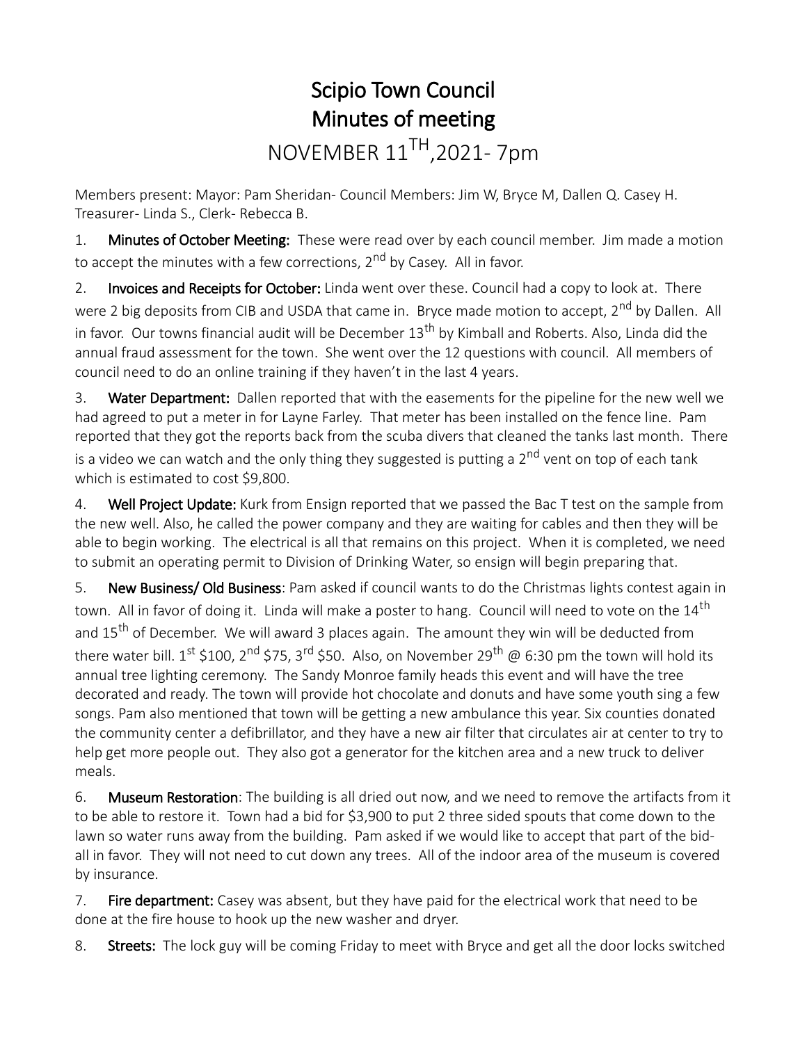# Scipio Town Council
# Minutes of meeting
## NOVEMBER 11$^{TH}$,2021- 7pm

Members present: Mayor: Pam Sheridan- Council Members: Jim W, Bryce M, Dallen Q. Casey H. Treasurer- Linda S., Clerk- Rebecca B.

1. **Minutes of October Meeting:** These were read over by each council member. Jim made a motion to accept the minutes with a few corrections, 2$^{nd}$ by Casey. All in favor.

2. **Invoices and Receipts for October:** Linda went over these. Council had a copy to look at. There were 2 big deposits from CIB and USDA that came in. Bryce made motion to accept, 2$^{nd}$ by Dallen. All in favor. Our towns financial audit will be December 13$^{th}$ by Kimball and Roberts. Also, Linda did the annual fraud assessment for the town. She went over the 12 questions with council. All members of council need to do an online training if they haven't in the last 4 years.

3. **Water Department:** Dallen reported that with the easements for the pipeline for the new well we had agreed to put a meter in for Layne Farley. That meter has been installed on the fence line. Pam reported that they got the reports back from the scuba divers that cleaned the tanks last month. There is a video we can watch and the only thing they suggested is putting a 2$^{nd}$ vent on top of each tank which is estimated to cost $9,800.

4. **Well Project Update:** Kurk from Ensign reported that we passed the Bac T test on the sample from the new well. Also, he called the power company and they are waiting for cables and then they will be able to begin working. The electrical is all that remains on this project. When it is completed, we need to submit an operating permit to Division of Drinking Water, so ensign will begin preparing that.

5. **New Business/ Old Business**: Pam asked if council wants to do the Christmas lights contest again in town. All in favor of doing it. Linda will make a poster to hang. Council will need to vote on the 14$^{th}$ and 15$^{th}$ of December. We will award 3 places again. The amount they win will be deducted from there water bill. 1$^{st}$ $100, 2$^{nd}$ $75, 3$^{rd}$ $50. Also, on November 29$^{th}$ @ 6:30 pm the town will hold its annual tree lighting ceremony. The Sandy Monroe family heads this event and will have the tree decorated and ready. The town will provide hot chocolate and donuts and have some youth sing a few songs. Pam also mentioned that town will be getting a new ambulance this year. Six counties donated the community center a defibrillator, and they have a new air filter that circulates air at center to try to help get more people out. They also got a generator for the kitchen area and a new truck to deliver meals.

6. **Museum Restoration**: The building is all dried out now, and we need to remove the artifacts from it to be able to restore it. Town had a bid for $3,900 to put 2 three sided spouts that come down to the lawn so water runs away from the building. Pam asked if we would like to accept that part of the bid- all in favor. They will not need to cut down any trees. All of the indoor area of the museum is covered by insurance.

7. **Fire department:** Casey was absent, but they have paid for the electrical work that need to be done at the fire house to hook up the new washer and dryer.

8. **Streets:** The lock guy will be coming Friday to meet with Bryce and get all the door locks switched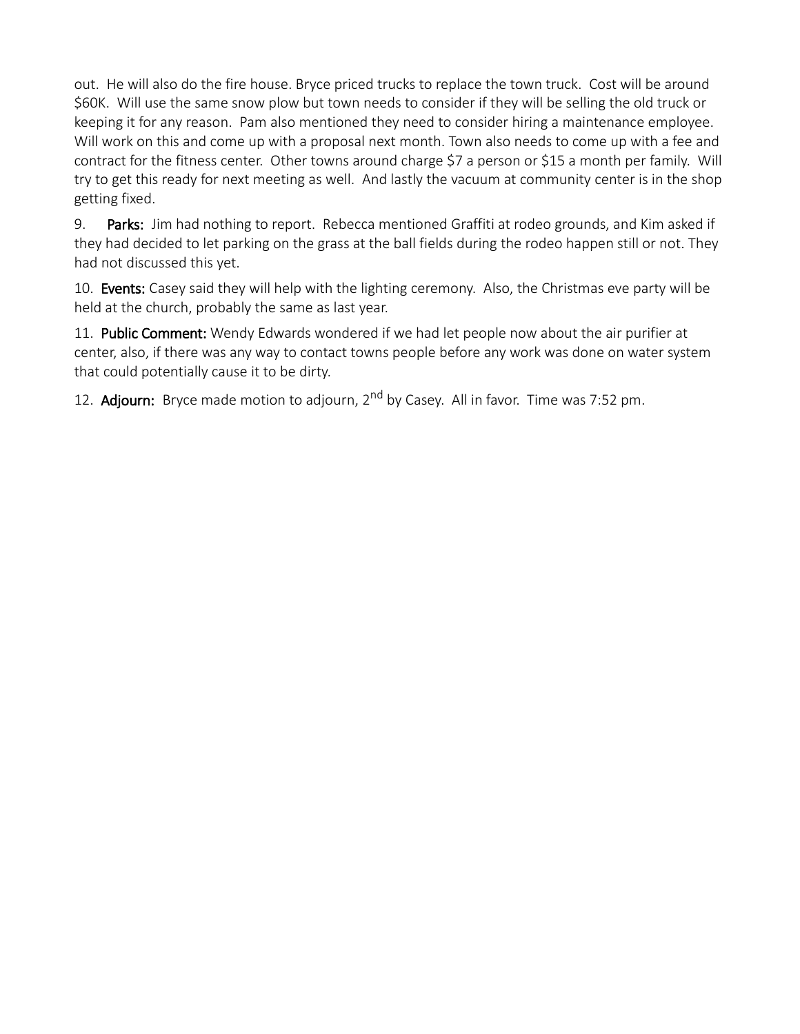out. He will also do the fire house. Bryce priced trucks to replace the town truck. Cost will be around $60K. Will use the same snow plow but town needs to consider if they will be selling the old truck or keeping it for any reason. Pam also mentioned they need to consider hiring a maintenance employee. Will work on this and come up with a proposal next month. Town also needs to come up with a fee and contract for the fitness center. Other towns around charge $7 a person or $15 a month per family. Will try to get this ready for next meeting as well. And lastly the vacuum at community center is in the shop getting fixed.

9. **Parks:** Jim had nothing to report. Rebecca mentioned Graffiti at rodeo grounds, and Kim asked if they had decided to let parking on the grass at the ball fields during the rodeo happen still or not. They had not discussed this yet.

10. **Events:** Casey said they will help with the lighting ceremony. Also, the Christmas eve party will be held at the church, probably the same as last year.

11. **Public Comment:** Wendy Edwards wondered if we had let people now about the air purifier at center, also, if there was any way to contact towns people before any work was done on water system that could potentially cause it to be dirty.

12. **Adjourn:** Bryce made motion to adjourn, 2nd by Casey. All in favor. Time was 7:52 pm.